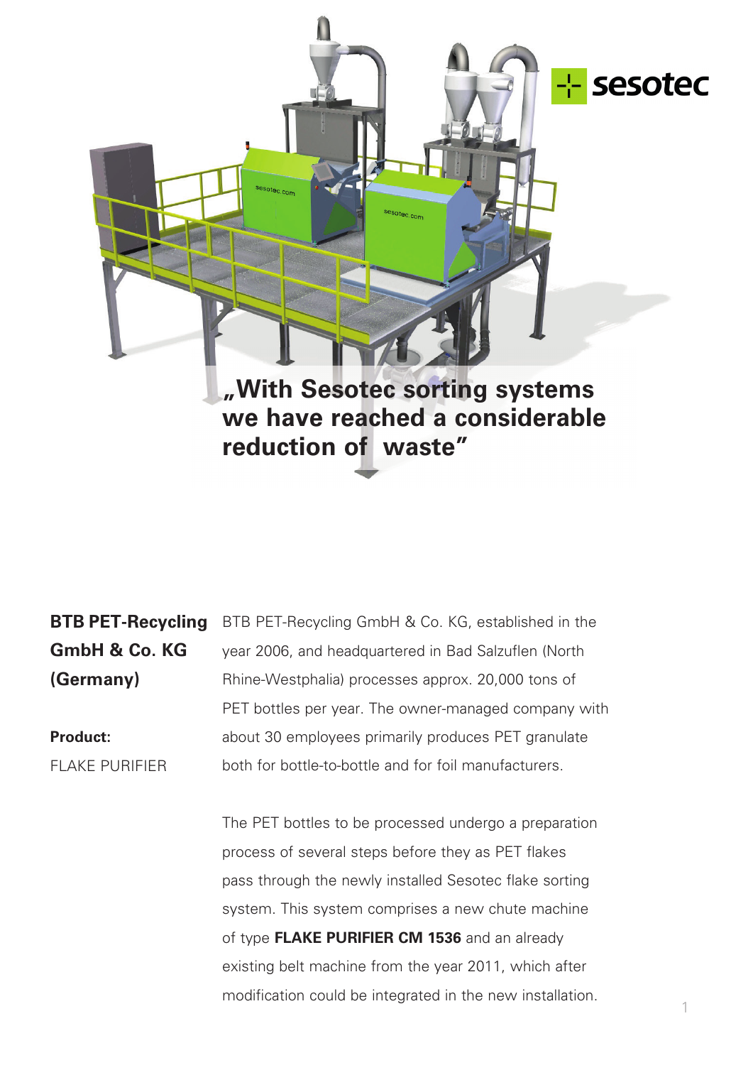# „With Sesotec sorting systems we have reached a considerable reduction of waste"

**BTB PET-Recycling GmbH & Co. KG (Germany)**

**Product:**
FLAKE PURIFIER

BTB PET-Recycling GmbH & Co. KG, established in the year 2006, and headquartered in Bad Salzuflen (North Rhine-Westphalia) processes approx. 20,000 tons of PET bottles per year. The owner-managed company with about 30 employees primarily produces PET granulate both for bottle-to-bottle and for foil manufacturers.

The PET bottles to be processed undergo a preparation process of several steps before they as PET flakes pass through the newly installed Sesotec flake sorting system. This system comprises a new chute machine of type **FLAKE PURIFIER CM 1536** and an already existing belt machine from the year 2011, which after modification could be integrated in the new installation.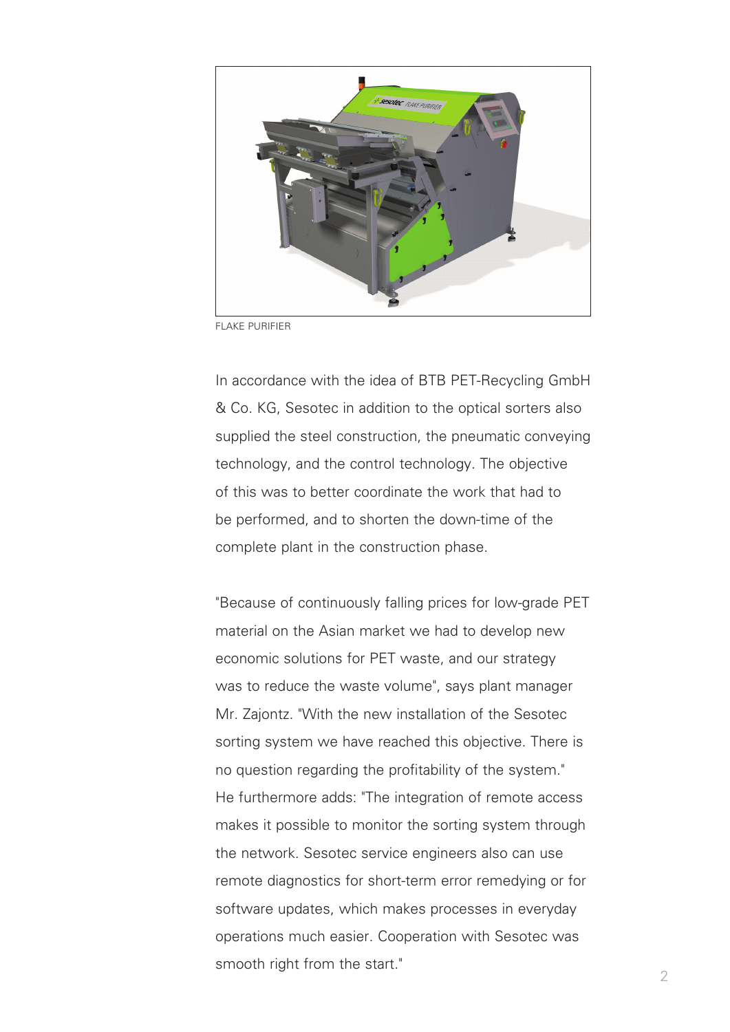FLAKE PURIFIER

In accordance with the idea of BTB PET-Recycling GmbH & Co. KG, Sesotec in addition to the optical sorters also supplied the steel construction, the pneumatic conveying technology, and the control technology. The objective of this was to better coordinate the work that had to be performed, and to shorten the down-time of the complete plant in the construction phase.

"Because of continuously falling prices for low-grade PET material on the Asian market we had to develop new economic solutions for PET waste, and our strategy was to reduce the waste volume", says plant manager Mr. Zajontz. "With the new installation of the Sesotec sorting system we have reached this objective. There is no question regarding the profitability of the system." He furthermore adds: "The integration of remote access makes it possible to monitor the sorting system through the network. Sesotec service engineers also can use remote diagnostics for short-term error remedying or for software updates, which makes processes in everyday operations much easier. Cooperation with Sesotec was smooth right from the start."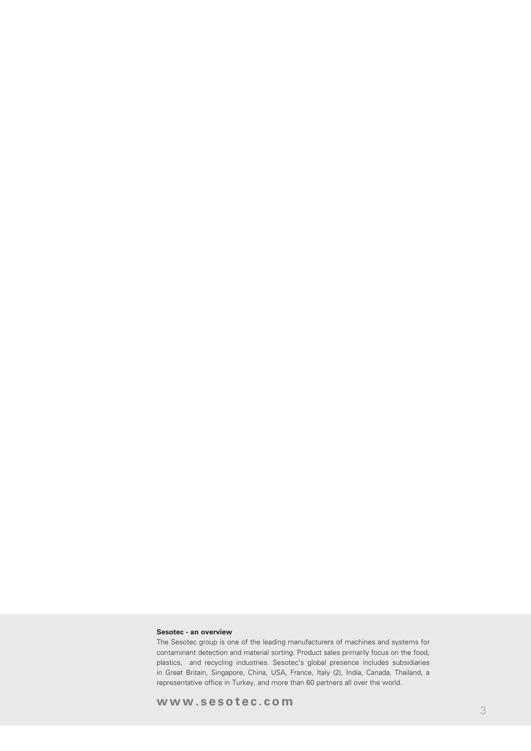**Sesotec - an overview**

The Sesotec group is one of the leading manufacturers of machines and systems for contaminant detection and material sorting. Product sales primarily focus on the food, plastics, and recycling industries. Sesotec's global presence includes subsidiaries in Great Britain, Singapore, China, USA, France, Italy (2), India, Canada, Thailand, a representative office in Turkey, and more than 60 partners all over the world.

**www.sesotec.com**